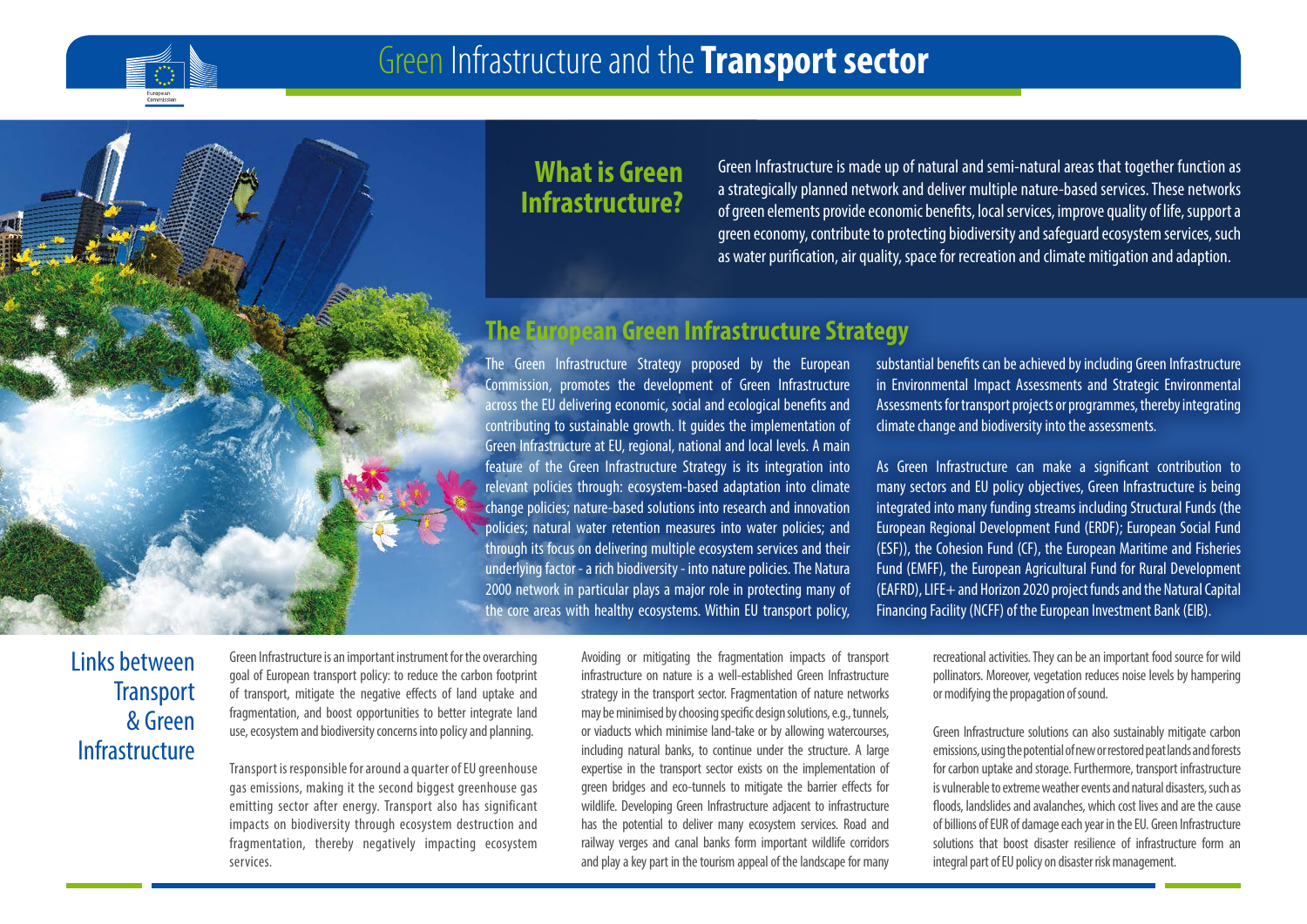# Green Infrastructure and the **Transport sector**

## What is Green Infrastructure?

Green Infrastructure is made up of natural and semi-natural areas that together function as a strategically planned network and deliver multiple nature-based services. These networks of green elements provide economic benefits, local services, improve quality of life, support a green economy, contribute to protecting biodiversity and safeguard ecosystem services, such as water purification, air quality, space for recreation and climate mitigation and adaption.

## The European Green Infrastructure Strategy

The Green Infrastructure Strategy proposed by the European Commission, promotes the development of Green Infrastructure across the EU delivering economic, social and ecological benefits and contributing to sustainable growth. It guides the implementation of Green Infrastructure at EU, regional, national and local levels. A main feature of the Green Infrastructure Strategy is its integration into relevant policies through: ecosystem-based adaptation into climate change policies; nature-based solutions into research and innovation policies; natural water retention measures into water policies; and through its focus on delivering multiple ecosystem services and their underlying factor - a rich biodiversity - into nature policies. The Natura 2000 network in particular plays a major role in protecting many of the core areas with healthy ecosystems. Within EU transport policy, substantial benefits can be achieved by including Green Infrastructure in Environmental Impact Assessments and Strategic Environmental Assessments for transport projects or programmes, thereby integrating climate change and biodiversity into the assessments.

As Green Infrastructure can make a significant contribution to many sectors and EU policy objectives, Green Infrastructure is being integrated into many funding streams including Structural Funds (the European Regional Development Fund (ERDF); European Social Fund (ESF)), the Cohesion Fund (CF), the European Maritime and Fisheries Fund (EMFF), the European Agricultural Fund for Rural Development (EAFRD), LIFE+ and Horizon 2020 project funds and the Natural Capital Financing Facility (NCFF) of the European Investment Bank (EIB).

## Links between Transport & Green Infrastructure

Green Infrastructure is an important instrument for the overarching goal of European transport policy: to reduce the carbon footprint of transport, mitigate the negative effects of land uptake and fragmentation, and boost opportunities to better integrate land use, ecosystem and biodiversity concerns into policy and planning.

Transport is responsible for around a quarter of EU greenhouse gas emissions, making it the second biggest greenhouse gas emitting sector after energy. Transport also has significant impacts on biodiversity through ecosystem destruction and fragmentation, thereby negatively impacting ecosystem services.

Avoiding or mitigating the fragmentation impacts of transport infrastructure on nature is a well-established Green Infrastructure strategy in the transport sector. Fragmentation of nature networks may be minimised by choosing specific design solutions, e.g., tunnels, or viaducts which minimise land-take or by allowing watercourses, including natural banks, to continue under the structure. A large expertise in the transport sector exists on the implementation of green bridges and eco-tunnels to mitigate the barrier effects for wildlife. Developing Green Infrastructure adjacent to infrastructure has the potential to deliver many ecosystem services. Road and railway verges and canal banks form important wildlife corridors and play a key part in the tourism appeal of the landscape for many recreational activities. They can be an important food source for wild pollinators. Moreover, vegetation reduces noise levels by hampering or modifying the propagation of sound.

Green Infrastructure solutions can also sustainably mitigate carbon emissions, using the potential of new or restored peat lands and forests for carbon uptake and storage. Furthermore, transport infrastructure is vulnerable to extreme weather events and natural disasters, such as floods, landslides and avalanches, which cost lives and are the cause of billions of EUR of damage each year in the EU. Green Infrastructure solutions that boost disaster resilience of infrastructure form an integral part of EU policy on disaster risk management.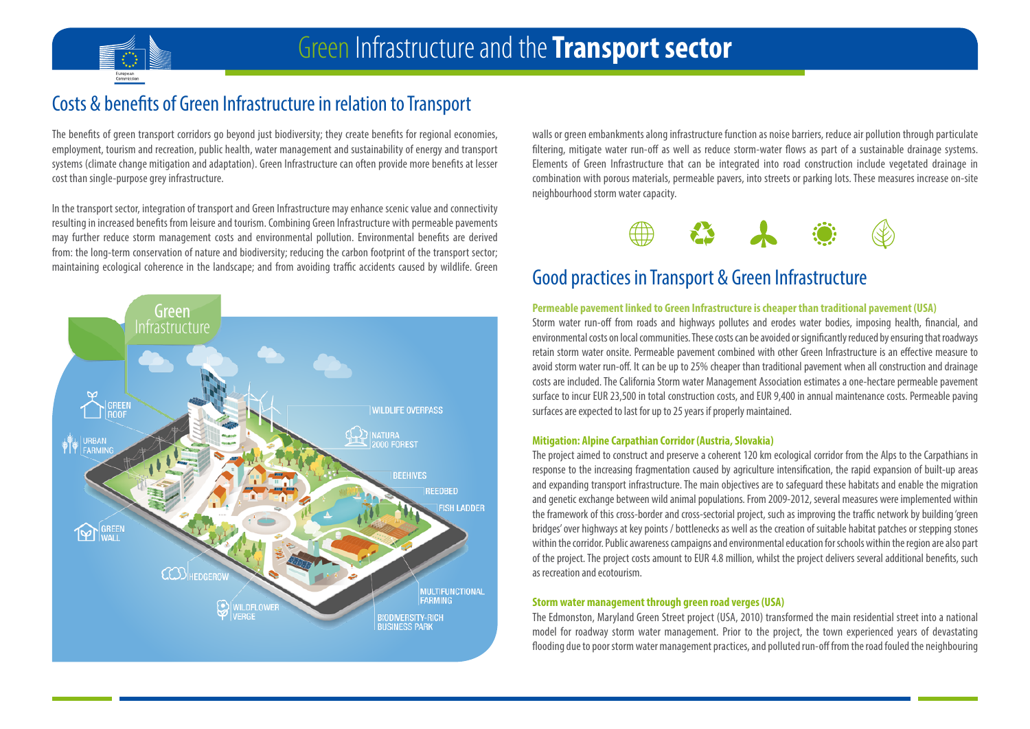# Green Infrastructure and the **Transport sector**

## Costs & benefits of Green Infrastructure in relation to Transport

The benefits of green transport corridors go beyond just biodiversity; they create benefits for regional economies, employment, tourism and recreation, public health, water management and sustainability of energy and transport systems (climate change mitigation and adaptation). Green Infrastructure can often provide more benefits at lesser cost than single-purpose grey infrastructure.

In the transport sector, integration of transport and Green Infrastructure may enhance scenic value and connectivity resulting in increased benefits from leisure and tourism. Combining Green Infrastructure with permeable pavements may further reduce storm management costs and environmental pollution. Environmental benefits are derived from: the long-term conservation of nature and biodiversity; reducing the carbon footprint of the transport sector; maintaining ecological coherence in the landscape; and from avoiding traffic accidents caused by wildlife. Green walls or green embankments along infrastructure function as noise barriers, reduce air pollution through particulate filtering, mitigate water run-off as well as reduce storm-water flows as part of a sustainable drainage systems. Elements of Green Infrastructure that can be integrated into road construction include vegetated drainage in combination with porous materials, permeable pavers, into streets or parking lots. These measures increase on-site neighbourhood storm water capacity.

## Good practices in Transport & Green Infrastructure

**Permeable pavement linked to Green Infrastructure is cheaper than traditional pavement (USA)**

Storm water run-off from roads and highways pollutes and erodes water bodies, imposing health, financial, and environmental costs on local communities. These costs can be avoided or significantly reduced by ensuring that roadways retain storm water onsite. Permeable pavement combined with other Green Infrastructure is an effective measure to avoid storm water run-off. It can be up to 25% cheaper than traditional pavement when all construction and drainage costs are included. The California Storm water Management Association estimates a one-hectare permeable pavement surface to incur EUR 23,500 in total construction costs, and EUR 9,400 in annual maintenance costs. Permeable paving surfaces are expected to last for up to 25 years if properly maintained.

**Mitigation: Alpine Carpathian Corridor (Austria, Slovakia)**

The project aimed to construct and preserve a coherent 120 km ecological corridor from the Alps to the Carpathians in response to the increasing fragmentation caused by agriculture intensification, the rapid expansion of built-up areas and expanding transport infrastructure. The main objectives are to safeguard these habitats and enable the migration and genetic exchange between wild animal populations. From 2009-2012, several measures were implemented within the framework of this cross-border and cross-sectorial project, such as improving the traffic network by building 'green bridges' over highways at key points / bottlenecks as well as the creation of suitable habitat patches or stepping stones within the corridor. Public awareness campaigns and environmental education for schools within the region are also part of the project. The project costs amount to EUR 4.8 million, whilst the project delivers several additional benefits, such as recreation and ecotourism.

**Storm water management through green road verges (USA)**

The Edmonston, Maryland Green Street project (USA, 2010) transformed the main residential street into a national model for roadway storm water management. Prior to the project, the town experienced years of devastating flooding due to poor storm water management practices, and polluted run-off from the road fouled the neighbouring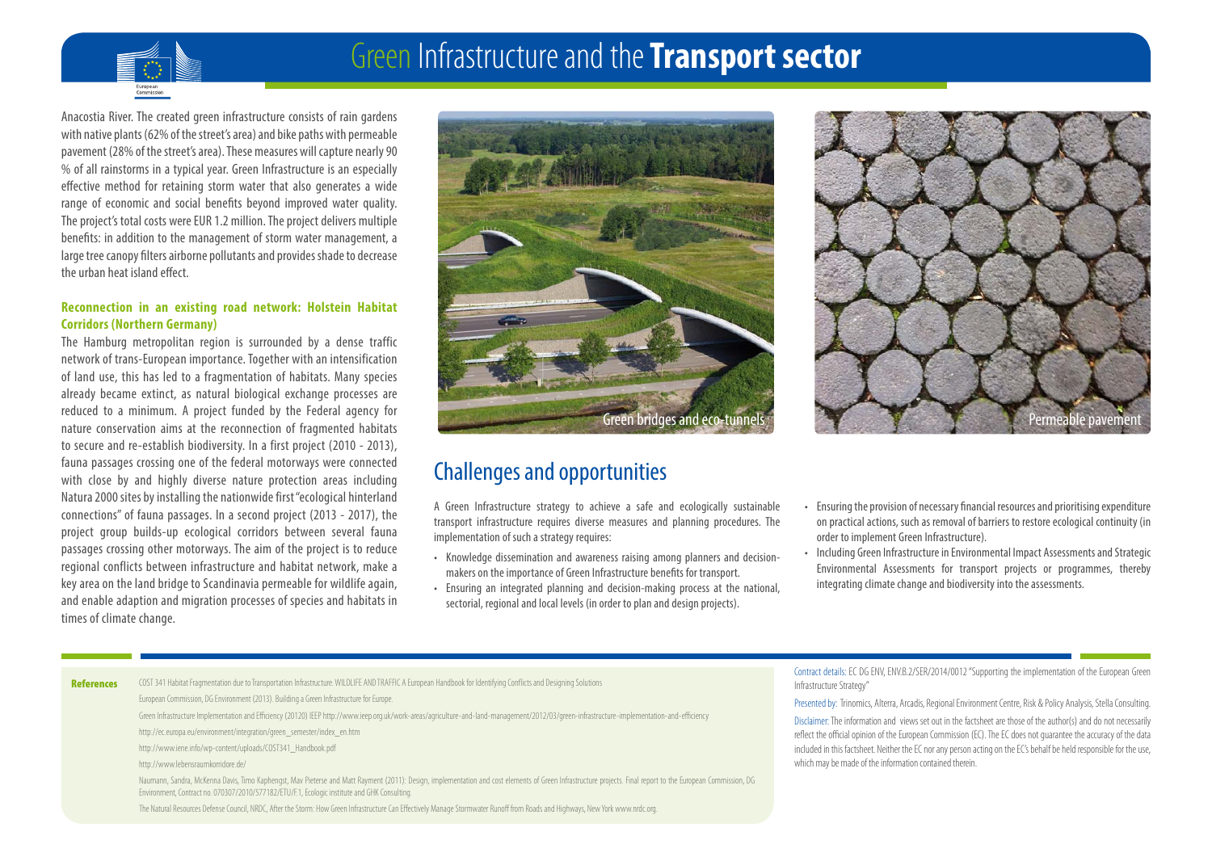Anacostia River. The created green infrastructure consists of rain gardens with native plants (62% of the street's area) and bike paths with permeable pavement (28% of the street's area). These measures will capture nearly 90 % of all rainstorms in a typical year. Green Infrastructure is an especially effective method for retaining storm water that also generates a wide range of economic and social benefits beyond improved water quality. The project's total costs were EUR 1.2 million. The project delivers multiple benefits: in addition to the management of storm water management, a large tree canopy filters airborne pollutants and provides shade to decrease the urban heat island effect.

### Reconnection in an existing road network: Holstein Habitat Corridors (Northern Germany)

The Hamburg metropolitan region is surrounded by a dense traffic network of trans-European importance. Together with an intensification of land use, this has led to a fragmentation of habitats. Many species already became extinct, as natural biological exchange processes are reduced to a minimum. A project funded by the Federal agency for nature conservation aims at the reconnection of fragmented habitats to secure and re-establish biodiversity. In a first project (2010 - 2013), fauna passages crossing one of the federal motorways were connected with close by and highly diverse nature protection areas including Natura 2000 sites by installing the nationwide first "ecological hinterland connections" of fauna passages. In a second project (2013 - 2017), the project group builds-up ecological corridors between several fauna passages crossing other motorways. The aim of the project is to reduce regional conflicts between infrastructure and habitat network, make a key area on the land bridge to Scandinavia permeable for wildlife again, and enable adaption and migration processes of species and habitats in times of climate change.

Green bridges and eco-tunnels

Permeable pavement

## Challenges and opportunities

A Green Infrastructure strategy to achieve a safe and ecologically sustainable transport infrastructure requires diverse measures and planning procedures. The implementation of such a strategy requires:

- Knowledge dissemination and awareness raising among planners and decision-makers on the importance of Green Infrastructure benefits for transport.
- Ensuring an integrated planning and decision-making process at the national, sectorial, regional and local levels (in order to plan and design projects).
- Ensuring the provision of necessary financial resources and prioritising expenditure on practical actions, such as removal of barriers to restore ecological continuity (in order to implement Green Infrastructure).
- Including Green Infrastructure in Environmental Impact Assessments and Strategic Environmental Assessments for transport projects or programmes, thereby integrating climate change and biodiversity into the assessments.

**References**

COST 341 Habitat Fragmentation due to Transportation Infrastructure. WILDLIFE AND TRAFFIC A European Handbook for Identifying Conflicts and Designing Solutions

European Commission, DG Environment (2013). Building a Green Infrastructure for Europe.

Green Infrastructure Implementation and Efficiency (20120) IEEP http://www.ieep.org.uk/work-areas/agriculture-and-land-management/2012/03/green-infrastructure-implementation-and-efficiency

http://ec.europa.eu/environment/integration/green_semester/index_en.htm

http://www.iene.info/wp-content/uploads/COST341_Handbook.pdf

http://www.lebensraumkorridore.de/

Naumann, Sandra, McKenna Davis, Timo Kaphengst, Mav Pieterse and Matt Rayment (2011): Design, implementation and cost elements of Green Infrastructure projects. Final report to the European Commission, DG Environment, Contract no. 070307/2010/577182/ETU/F.1, Ecologic institute and GHK Consulting.

The Natural Resources Defense Council, NRDC, After the Storm: How Green Infrastructure Can Effectively Manage Stormwater Runoff from Roads and Highways, New York www.nrdc.org.

Contract details: EC DG ENV, ENV.B.2/SER/2014/0012 "Supporting the implementation of the European Green Infrastructure Strategy"

Presented by: Trinomics, Alterra, Arcadis, Regional Environment Centre, Risk & Policy Analysis, Stella Consulting.

Disclaimer: The information and views set out in the factsheet are those of the author(s) and do not necessarily reflect the official opinion of the European Commission (EC). The EC does not guarantee the accuracy of the data included in this factsheet. Neither the EC nor any person acting on the EC's behalf be held responsible for the use, which may be made of the information contained therein.